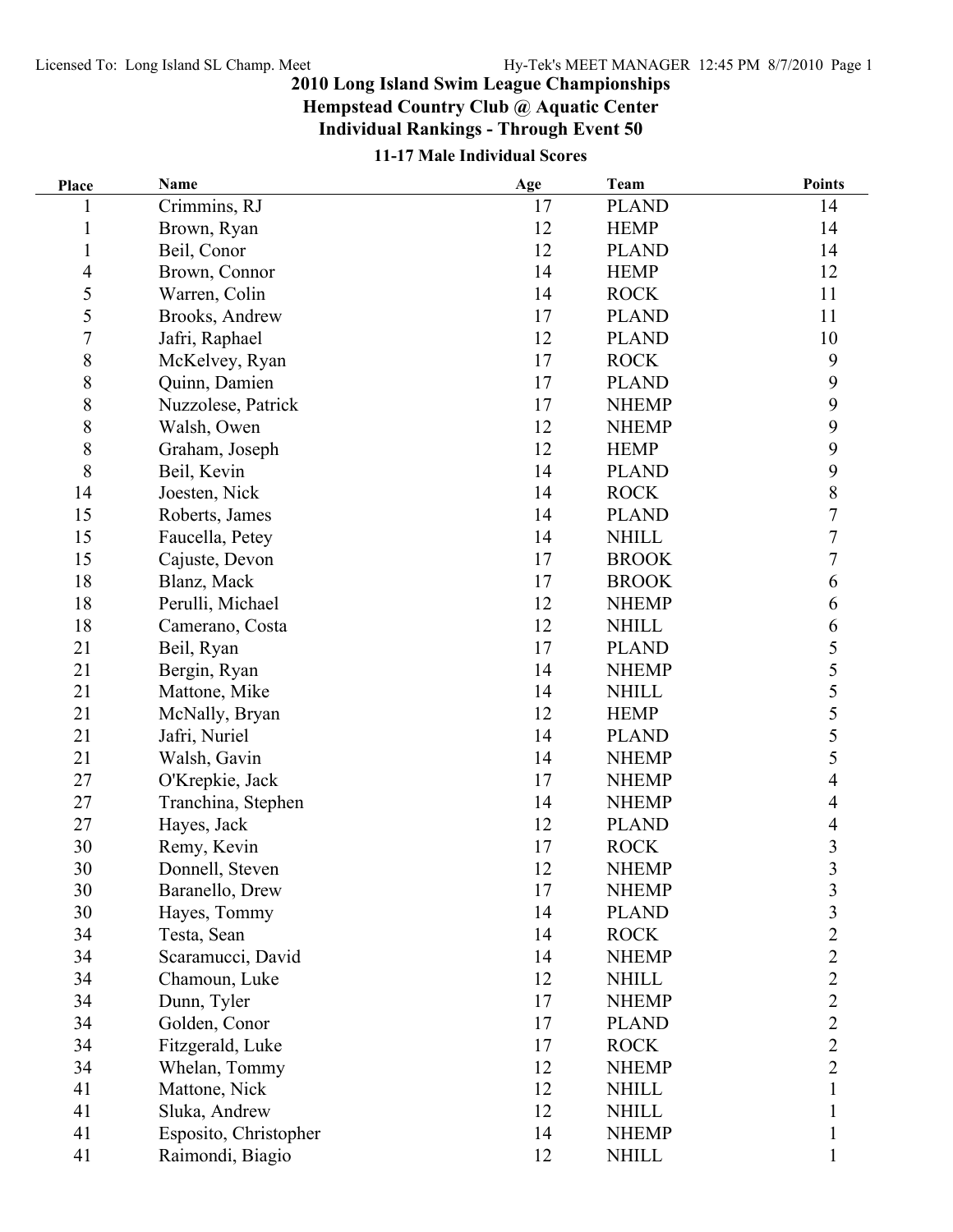# 2010 Long Island Swim League Championships

## Hempstead Country Club @ Aquatic Center

## Individual Rankings - Through Event 50

### 11-17 Male Individual Scores

| Place | Name | Age | Team | Points |
|---|---|---|---|---|
| 1 | Crimmins, RJ | 17 | PLAND | 14 |
| 1 | Brown, Ryan | 12 | HEMP | 14 |
| 1 | Beil, Conor | 12 | PLAND | 14 |
| 4 | Brown, Connor | 14 | HEMP | 12 |
| 5 | Warren, Colin | 14 | ROCK | 11 |
| 5 | Brooks, Andrew | 17 | PLAND | 11 |
| 7 | Jafri, Raphael | 12 | PLAND | 10 |
| 8 | McKelvey, Ryan | 17 | ROCK | 9 |
| 8 | Quinn, Damien | 17 | PLAND | 9 |
| 8 | Nuzzolese, Patrick | 17 | NHEMP | 9 |
| 8 | Walsh, Owen | 12 | NHEMP | 9 |
| 8 | Graham, Joseph | 12 | HEMP | 9 |
| 8 | Beil, Kevin | 14 | PLAND | 9 |
| 14 | Joesten, Nick | 14 | ROCK | 8 |
| 15 | Roberts, James | 14 | PLAND | 7 |
| 15 | Faucella, Petey | 14 | NHILL | 7 |
| 15 | Cajuste, Devon | 17 | BROOK | 7 |
| 18 | Blanz, Mack | 17 | BROOK | 6 |
| 18 | Perulli, Michael | 12 | NHEMP | 6 |
| 18 | Camerano, Costa | 12 | NHILL | 6 |
| 21 | Beil, Ryan | 17 | PLAND | 5 |
| 21 | Bergin, Ryan | 14 | NHEMP | 5 |
| 21 | Mattone, Mike | 14 | NHILL | 5 |
| 21 | McNally, Bryan | 12 | HEMP | 5 |
| 21 | Jafri, Nuriel | 14 | PLAND | 5 |
| 21 | Walsh, Gavin | 14 | NHEMP | 5 |
| 27 | O'Krepkie, Jack | 17 | NHEMP | 4 |
| 27 | Tranchina, Stephen | 14 | NHEMP | 4 |
| 27 | Hayes, Jack | 12 | PLAND | 4 |
| 30 | Remy, Kevin | 17 | ROCK | 3 |
| 30 | Donnell, Steven | 12 | NHEMP | 3 |
| 30 | Baranello, Drew | 17 | NHEMP | 3 |
| 30 | Hayes, Tommy | 14 | PLAND | 3 |
| 34 | Testa, Sean | 14 | ROCK | 2 |
| 34 | Scaramucci, David | 14 | NHEMP | 2 |
| 34 | Chamoun, Luke | 12 | NHILL | 2 |
| 34 | Dunn, Tyler | 17 | NHEMP | 2 |
| 34 | Golden, Conor | 17 | PLAND | 2 |
| 34 | Fitzgerald, Luke | 17 | ROCK | 2 |
| 34 | Whelan, Tommy | 12 | NHEMP | 2 |
| 41 | Mattone, Nick | 12 | NHILL | 1 |
| 41 | Sluka, Andrew | 12 | NHILL | 1 |
| 41 | Esposito, Christopher | 14 | NHEMP | 1 |
| 41 | Raimondi, Biagio | 12 | NHILL | 1 |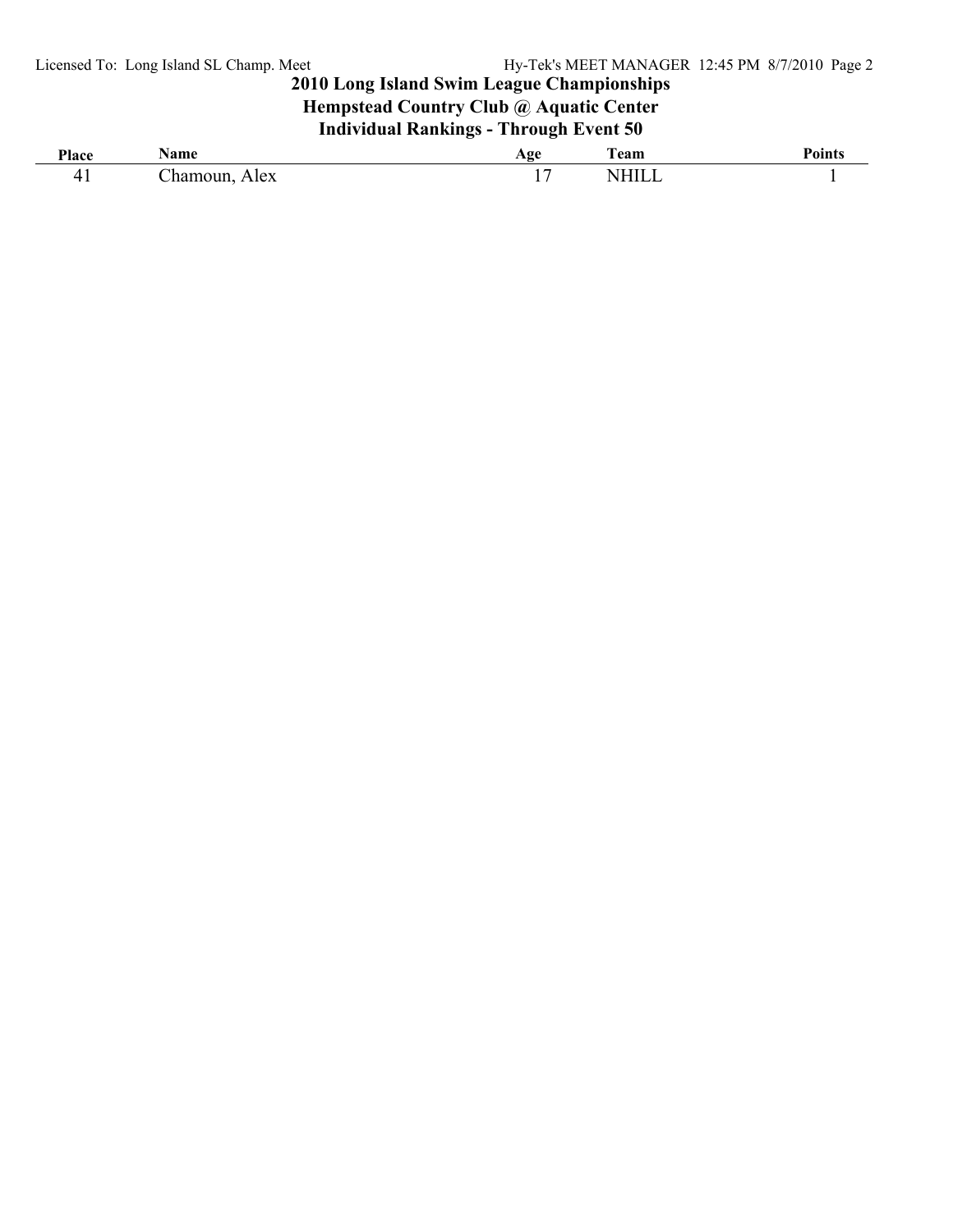| Place | Name | Age | Team | Points |
| --- | --- | --- | --- | --- |
| 41 | Chamoun, Alex | 17 | NHILL | 1 |